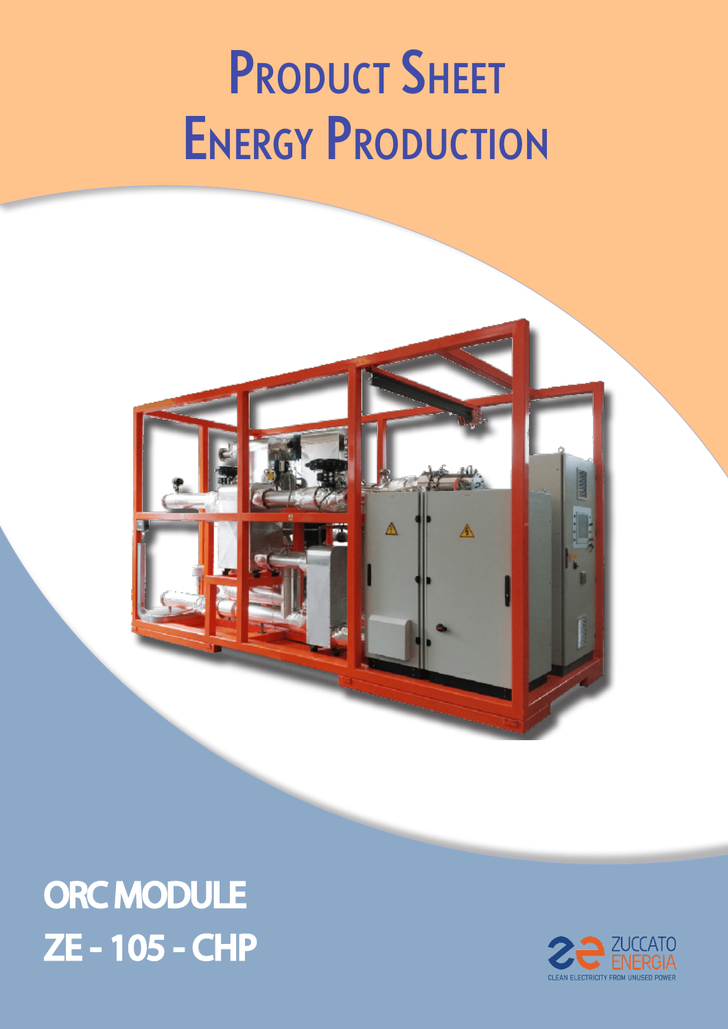# Product Sheet Energy Production

## ORC MODULE ZE - 105 - CHP

ZUCCATO ENERGIA

CLEAN ELECTRICITY FROM UNUSED POWER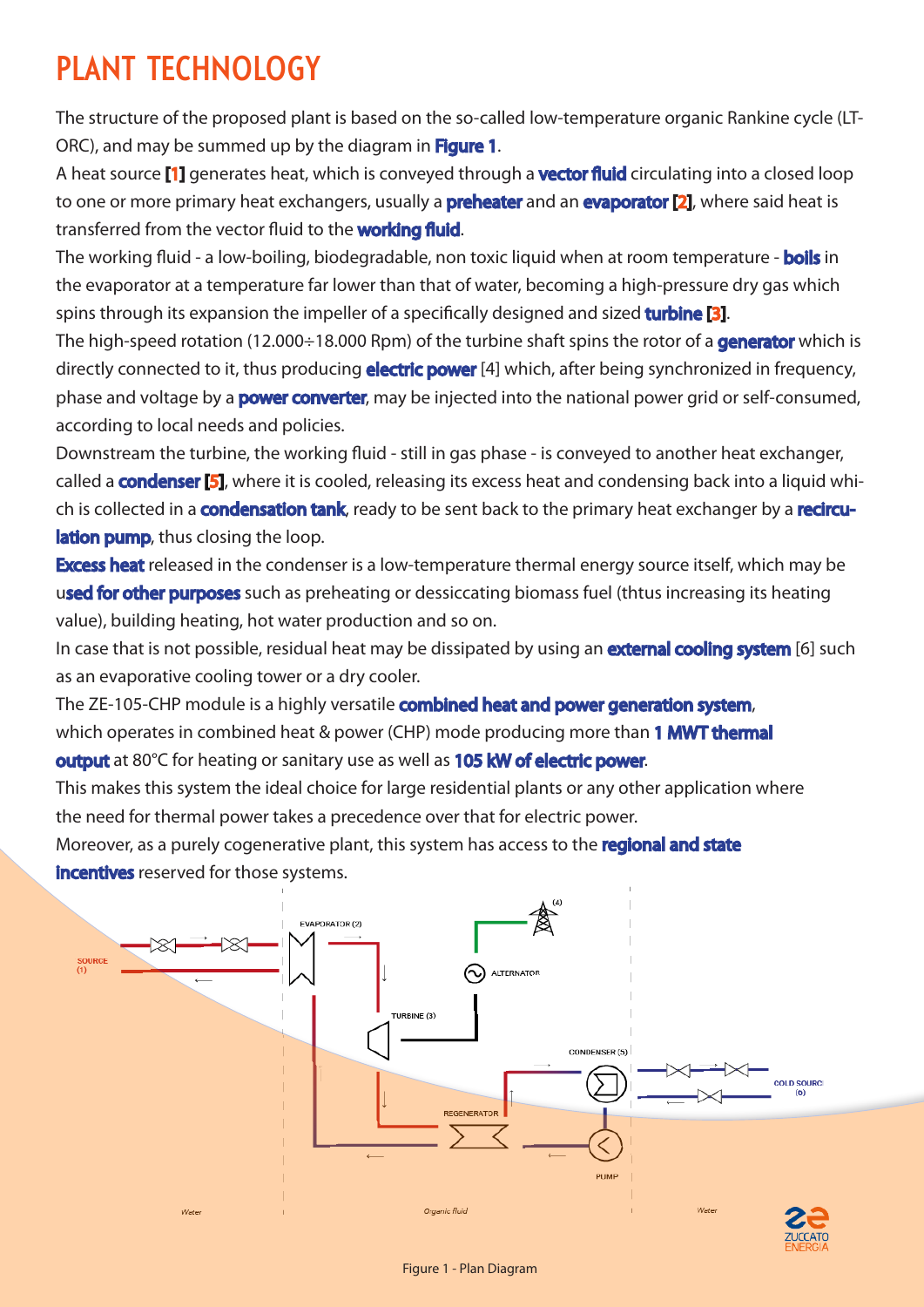# PLANT TECHNOLOGY

The structure of the proposed plant is based on the so-called low-temperature organic Rankine cycle (LT-ORC), and may be summed up by the diagram in **Figure 1**.

A heat source **[1]** generates heat, which is conveyed through a **vector fluid** circulating into a closed loop to one or more primary heat exchangers, usually a **preheater** and an **evaporator [2]**, where said heat is transferred from the vector fluid to the **working fluid**.

The working fluid - a low-boiling, biodegradable, non toxic liquid when at room temperature - **boils** in the evaporator at a temperature far lower than that of water, becoming a high-pressure dry gas which spins through its expansion the impeller of a specifically designed and sized **turbine [3]**.

The high-speed rotation (12.000÷18.000 Rpm) of the turbine shaft spins the rotor of a **generator** which is directly connected to it, thus producing **electric power** [4] which, after being synchronized in frequency, phase and voltage by a **power converter**, may be injected into the national power grid or self-consumed, according to local needs and policies.

Downstream the turbine, the working fluid - still in gas phase - is conveyed to another heat exchanger, called a **condenser [5]**, where it is cooled, releasing its excess heat and condensing back into a liquid which is collected in a **condensation tank**, ready to be sent back to the primary heat exchanger by a **recirculation pump**, thus closing the loop.

**Excess heat** released in the condenser is a low-temperature thermal energy source itself, which may be u**sed for other purposes** such as preheating or dessiccating biomass fuel (thtus increasing its heating value), building heating, hot water production and so on.

In case that is not possible, residual heat may be dissipated by using an **external cooling system** [6] such as an evaporative cooling tower or a dry cooler.

The ZE-105-CHP module is a highly versatile **combined heat and power generation system**, which operates in combined heat & power (CHP) mode producing more than **1 MWT thermal output** at 80°C for heating or sanitary use as well as **105 kW of electric power**.

This makes this system the ideal choice for large residential plants or any other application where the need for thermal power takes a precedence over that for electric power.

Moreover, as a purely cogenerative plant, this system has access to the **regional and state incentives** reserved for those systems.

Figure 1 - Plan Diagram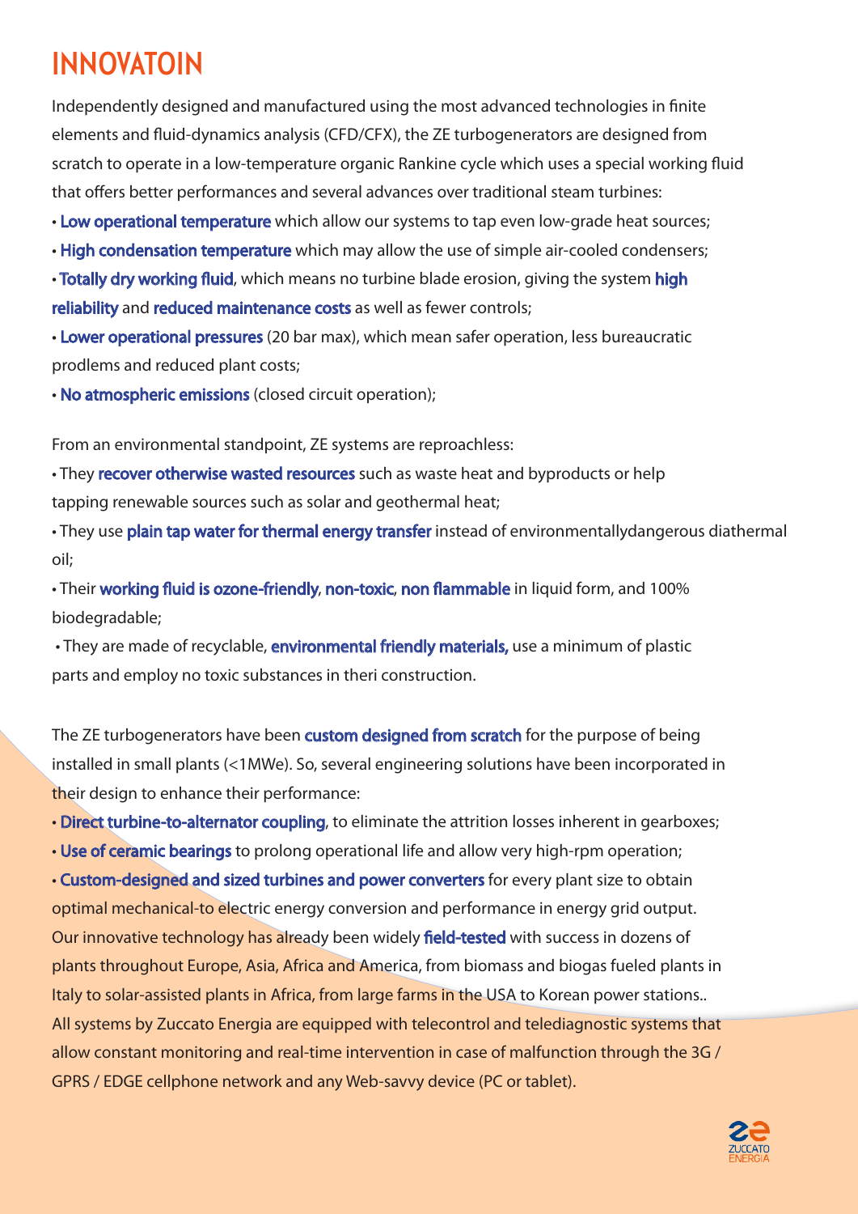# INNOVATOIN

Independently designed and manufactured using the most advanced technologies in finite elements and fluid-dynamics analysis (CFD/CFX), the ZE turbogenerators are designed from scratch to operate in a low-temperature organic Rankine cycle which uses a special working fluid that offers better performances and several advances over traditional steam turbines:

- **Low operational temperature** which allow our systems to tap even low-grade heat sources;
- **High condensation temperature** which may allow the use of simple air-cooled condensers;
- **Totally dry working fluid**, which means no turbine blade erosion, giving the system **high reliability** and **reduced maintenance costs** as well as fewer controls;
- **Lower operational pressures** (20 bar max), which mean safer operation, less bureaucratic prodlems and reduced plant costs;
- **No atmospheric emissions** (closed circuit operation);

From an environmental standpoint, ZE systems are reproachless:

- They **recover otherwise wasted resources** such as waste heat and byproducts or help tapping renewable sources such as solar and geothermal heat;
- They use **plain tap water for thermal energy transfer** instead of environmentallydangerous diathermal oil;
- Their **working fluid is ozone-friendly**, **non-toxic**, **non flammable** in liquid form, and 100% biodegradable;
- They are made of recyclable, **environmental friendly materials,** use a minimum of plastic parts and employ no toxic substances in theri construction.

The ZE turbogenerators have been **custom designed from scratch** for the purpose of being installed in small plants (<1MWe). So, several engineering solutions have been incorporated in their design to enhance their performance:

- **Direct turbine-to-alternator coupling**, to eliminate the attrition losses inherent in gearboxes;
- **Use of ceramic bearings** to prolong operational life and allow very high-rpm operation;
- **Custom-designed and sized turbines and power converters** for every plant size to obtain optimal mechanical-to electric energy conversion and performance in energy grid output.

Our innovative technology has already been widely **field-tested** with success in dozens of plants throughout Europe, Asia, Africa and America, from biomass and biogas fueled plants in Italy to solar-assisted plants in Africa, from large farms in the USA to Korean power stations..

All systems by Zuccato Energia are equipped with telecontrol and telediagnostic systems that allow constant monitoring and real-time intervention in case of malfunction through the 3G / GPRS / EDGE cellphone network and any Web-savvy device (PC or tablet).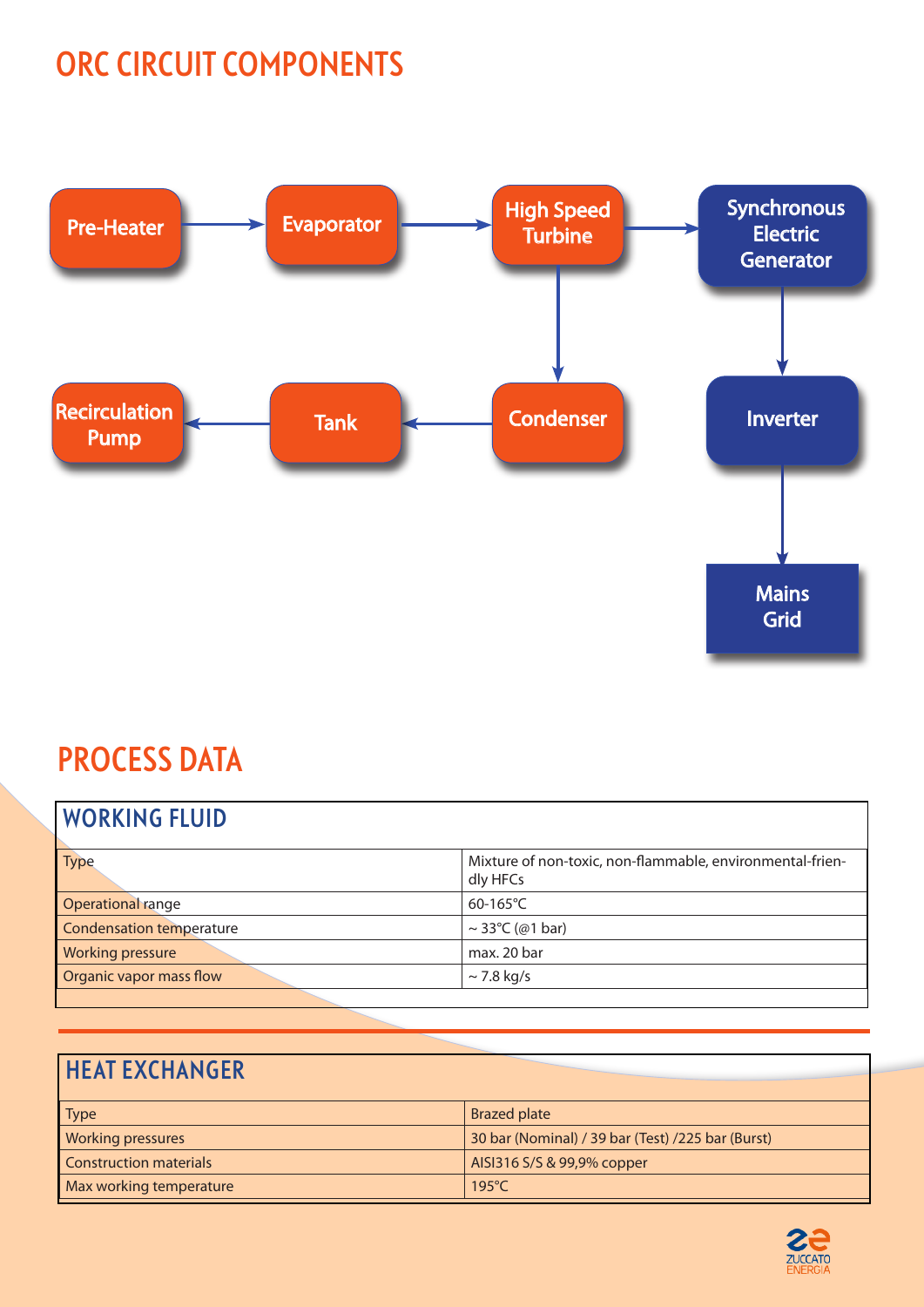## ORC CIRCUIT COMPONENTS

Pre-Heater → Evaporator → High Speed Turbine → Synchronous Electric Generator

High Speed Turbine → Condenser → Tank → Recirculation Pump

Synchronous Electric Generator → Inverter → Mains Grid

## PROCESS DATA

| WORKING FLUID | |
|---|---|
| Type | Mixture of non-toxic, non-flammable, environmental-friendly HFCs |
| Operational range | 60-165°C |
| Condensation temperature | ~ 33°C (@1 bar) |
| Working pressure | max. 20 bar |
| Organic vapor mass flow | ~ 7.8 kg/s |

| HEAT EXCHANGER | |
|---|---|
| Type | Brazed plate |
| Working pressures | 30 bar (Nominal) / 39 bar (Test) /225 bar (Burst) |
| Construction materials | AISI316 S/S & 99,9% copper |
| Max working temperature | 195°C |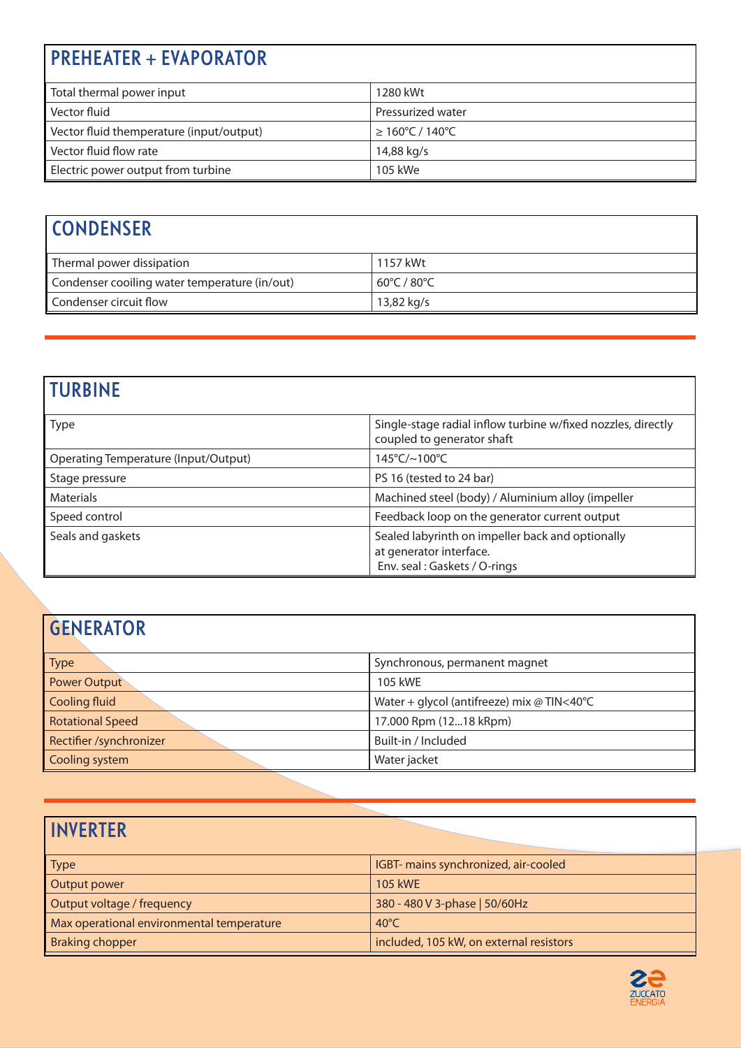## PREHEATER + EVAPORATOR

| | |
|---|---|
| Total thermal power input | 1280 kWt |
| Vector fluid | Pressurized water |
| Vector fluid themperature (input/output) | ≥ 160°C / 140°C |
| Vector fluid flow rate | 14,88 kg/s |
| Electric power output from turbine | 105 kWe |

## CONDENSER

| | |
|---|---|
| Thermal power dissipation | 1157 kWt |
| Condenser cooiling water temperature (in/out) | 60°C / 80°C |
| Condenser circuit flow | 13,82 kg/s |

## TURBINE

| | |
|---|---|
| Type | Single-stage radial inflow turbine w/fixed nozzles, directly coupled to generator shaft |
| Operating Temperature (Input/Output) | 145°C/~100°C |
| Stage pressure | PS 16 (tested to 24 bar) |
| Materials | Machined steel (body) / Aluminium alloy (impeller |
| Speed control | Feedback loop on the generator current output |
| Seals and gaskets | Sealed labyrinth on impeller back and optionally at generator interface.<br>Env. seal : Gaskets / O-rings |

## GENERATOR

| | |
|---|---|
| Type | Synchronous, permanent magnet |
| Power Output | 105 kWE |
| Cooling fluid | Water + glycol (antifreeze) mix @ TIN<40°C |
| Rotational Speed | 17.000 Rpm (12...18 kRpm) |
| Rectifier /synchronizer | Built-in / Included |
| Cooling system | Water jacket |

## INVERTER

| | |
|---|---|
| Type | IGBT- mains synchronized, air-cooled |
| Output power | 105 kWE |
| Output voltage / frequency | 380 - 480 V 3-phase \| 50/60Hz |
| Max operational environmental temperature | 40°C |
| Braking chopper | included, 105 kW, on external resistors |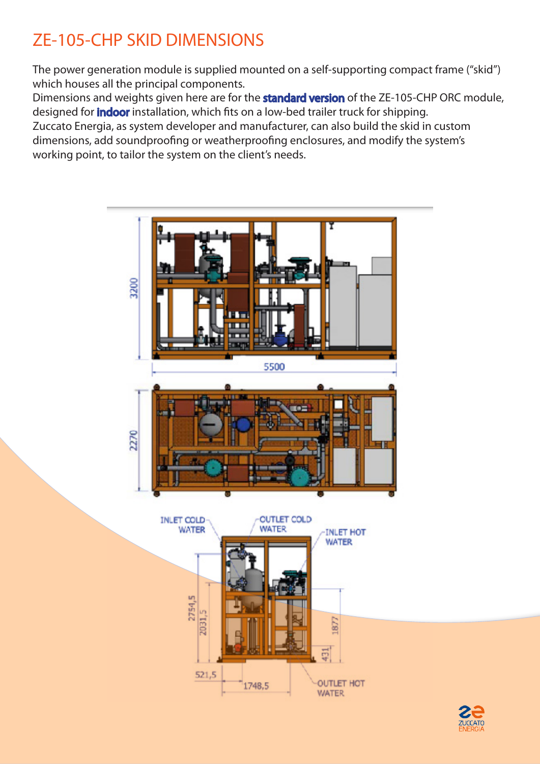# ZE-105-CHP SKID DIMENSIONS

The power generation module is supplied mounted on a self-supporting compact frame ("skid") which houses all the principal components.
Dimensions and weights given here are for the **standard version** of the ZE-105-CHP ORC module, designed for **indoor** installation, which fits on a low-bed trailer truck for shipping.
Zuccato Energia, as system developer and manufacturer, can also build the skid in custom dimensions, add soundproofing or weatherproofing enclosures, and modify the system's working point, to tailor the system on the client's needs.

3200

5500

2270

INLET COLD WATER

OUTLET COLD WATER

INLET HOT WATER

2754,5

2031,5

1877

431

521,5

1748,5

OUTLET HOT WATER